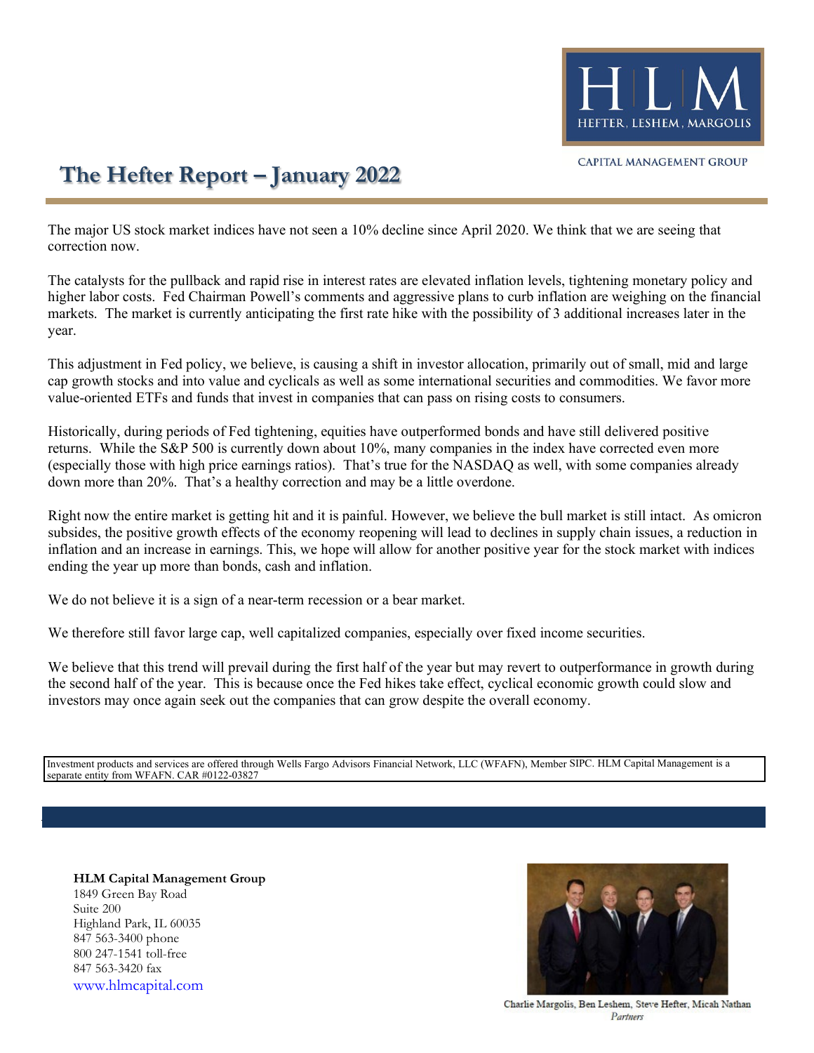HLM
HEFTER, LESHEM, MARGOLIS

CAPITAL MANAGEMENT GROUP

# The Hefter Report – January 2022

The major US stock market indices have not seen a 10% decline since April 2020. We think that we are seeing that correction now.

The catalysts for the pullback and rapid rise in interest rates are elevated inflation levels, tightening monetary policy and higher labor costs. Fed Chairman Powell's comments and aggressive plans to curb inflation are weighing on the financial markets. The market is currently anticipating the first rate hike with the possibility of 3 additional increases later in the year.

This adjustment in Fed policy, we believe, is causing a shift in investor allocation, primarily out of small, mid and large cap growth stocks and into value and cyclicals as well as some international securities and commodities. We favor more value-oriented ETFs and funds that invest in companies that can pass on rising costs to consumers.

Historically, during periods of Fed tightening, equities have outperformed bonds and have still delivered positive returns. While the S&P 500 is currently down about 10%, many companies in the index have corrected even more (especially those with high price earnings ratios). That's true for the NASDAQ as well, with some companies already down more than 20%. That's a healthy correction and may be a little overdone.

Right now the entire market is getting hit and it is painful. However, we believe the bull market is still intact. As omicron subsides, the positive growth effects of the economy reopening will lead to declines in supply chain issues, a reduction in inflation and an increase in earnings. This, we hope will allow for another positive year for the stock market with indices ending the year up more than bonds, cash and inflation.

We do not believe it is a sign of a near-term recession or a bear market.

We therefore still favor large cap, well capitalized companies, especially over fixed income securities.

We believe that this trend will prevail during the first half of the year but may revert to outperformance in growth during the second half of the year. This is because once the Fed hikes take effect, cyclical economic growth could slow and investors may once again seek out the companies that can grow despite the overall economy.

Investment products and services are offered through Wells Fargo Advisors Financial Network, LLC (WFAFN), Member SIPC. HLM Capital Management is a separate entity from WFAFN. CAR #0122-03827

**HLM Capital Management Group**
1849 Green Bay Road
Suite 200
Highland Park, IL 60035
847 563-3400 phone
800 247-1541 toll-free
847 563-3420 fax
www.hlmcapital.com

Charlie Margolis, Ben Leshem, Steve Hefter, Micah Nathan
*Partners*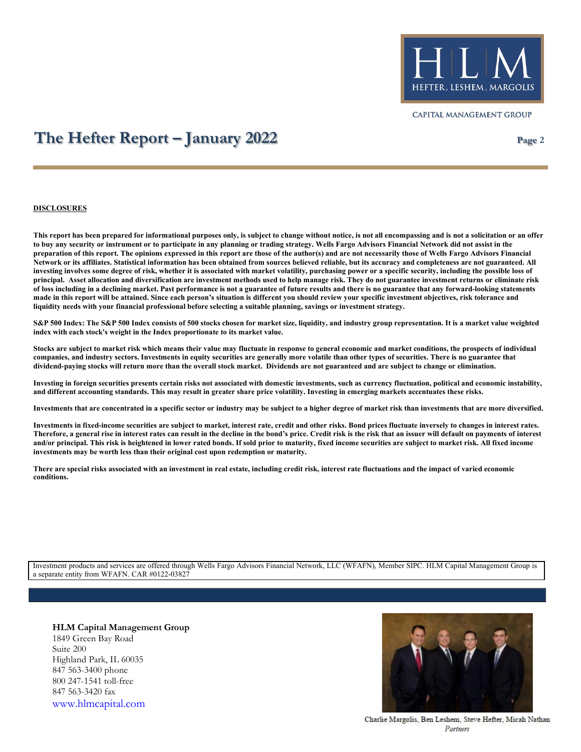**DISCLOSURES**

**This report has been prepared for informational purposes only, is subject to change without notice, is not all encompassing and is not a solicitation or an offer to buy any security or instrument or to participate in any planning or trading strategy. Wells Fargo Advisors Financial Network did not assist in the preparation of this report. The opinions expressed in this report are those of the author(s) and are not necessarily those of Wells Fargo Advisors Financial Network or its affiliates. Statistical information has been obtained from sources believed reliable, but its accuracy and completeness are not guaranteed. All investing involves some degree of risk, whether it is associated with market volatility, purchasing power or a specific security, including the possible loss of principal. Asset allocation and diversification are investment methods used to help manage risk. They do not guarantee investment returns or eliminate risk of loss including in a declining market. Past performance is not a guarantee of future results and there is no guarantee that any forward-looking statements made in this report will be attained. Since each person's situation is different you should review your specific investment objectives, risk tolerance and liquidity needs with your financial professional before selecting a suitable planning, savings or investment strategy.**

**S&P 500 Index: The S&P 500 Index consists of 500 stocks chosen for market size, liquidity, and industry group representation. It is a market value weighted index with each stock's weight in the Index proportionate to its market value.**

**Stocks are subject to market risk which means their value may fluctuate in response to general economic and market conditions, the prospects of individual companies, and industry sectors. Investments in equity securities are generally more volatile than other types of securities. There is no guarantee that dividend-paying stocks will return more than the overall stock market. Dividends are not guaranteed and are subject to change or elimination.**

**Investing in foreign securities presents certain risks not associated with domestic investments, such as currency fluctuation, political and economic instability, and different accounting standards. This may result in greater share price volatility. Investing in emerging markets accentuates these risks.**

**Investments that are concentrated in a specific sector or industry may be subject to a higher degree of market risk than investments that are more diversified.**

**Investments in fixed-income securities are subject to market, interest rate, credit and other risks. Bond prices fluctuate inversely to changes in interest rates. Therefore, a general rise in interest rates can result in the decline in the bond's price. Credit risk is the risk that an issuer will default on payments of interest and/or principal. This risk is heightened in lower rated bonds. If sold prior to maturity, fixed income securities are subject to market risk. All fixed income investments may be worth less than their original cost upon redemption or maturity.**

**There are special risks associated with an investment in real estate, including credit risk, interest rate fluctuations and the impact of varied economic conditions.**

Investment products and services are offered through Wells Fargo Advisors Financial Network, LLC (WFAFN), Member SIPC. HLM Capital Management Group is a separate entity from WFAFN. CAR #0122-03827

**HLM Capital Management Group**
1849 Green Bay Road
Suite 200
Highland Park, IL 60035
847 563-3400 phone
800 247-1541 toll-free
847 563-3420 fax
www.hlmcapital.com

Charlie Margolis, Ben Leshem, Steve Hefter, Micah Nathan
*Partners*